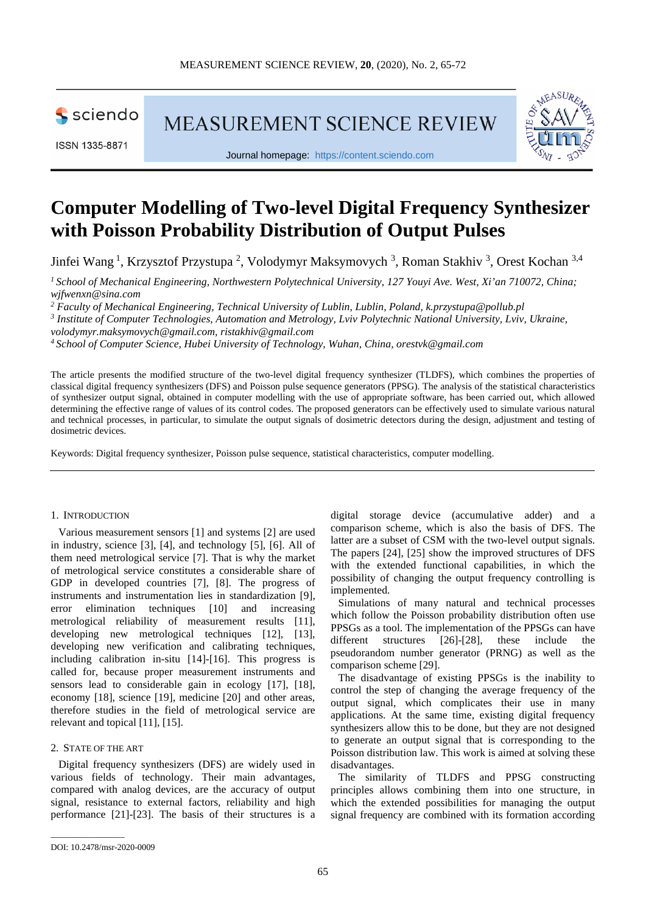# Computer Modelling of Two-level Digital Frequency Synthesizer with Poisson Probability Distribution of Output Pulses

Jinfei Wang [1], Krzysztof Przystupa [2], Volodymyr Maksymovych [3], Roman Stakhiv [3], Orest Kochan [3,4]

*[1] School of Mechanical Engineering, Northwestern Polytechnical University, 127 Youyi Ave. West, Xi'an 710072, China; wjfwenxn@sina.com*

*[2] Faculty of Mechanical Engineering, Technical University of Lublin, Lublin, Poland, k.przystupa@pollub.pl*

*[3] Institute of Computer Technologies, Automation and Metrology, Lviv Polytechnic National University, Lviv, Ukraine, volodymyr.maksymovych@gmail.com, ristakhiv@gmail.com*

*[4] School of Computer Science, Hubei University of Technology, Wuhan, China, orestvk@gmail.com*

The article presents the modified structure of the two-level digital frequency synthesizer (TLDFS), which combines the properties of classical digital frequency synthesizers (DFS) and Poisson pulse sequence generators (PPSG). The analysis of the statistical characteristics of synthesizer output signal, obtained in computer modelling with the use of appropriate software, has been carried out, which allowed determining the effective range of values of its control codes. The proposed generators can be effectively used to simulate various natural and technical processes, in particular, to simulate the output signals of dosimetric detectors during the design, adjustment and testing of dosimetric devices.

Keywords: Digital frequency synthesizer, Poisson pulse sequence, statistical characteristics, computer modelling.

## 1. Introduction

Various measurement sensors [1] and systems [2] are used in industry, science [3], [4], and technology [5], [6]. All of them need metrological service [7]. That is why the market of metrological service constitutes a considerable share of GDP in developed countries [7], [8]. The progress of instruments and instrumentation lies in standardization [9], error elimination techniques [10] and increasing metrological reliability of measurement results [11], developing new metrological techniques [12], [13], developing new verification and calibrating techniques, including calibration in-situ [14]-[16]. This progress is called for, because proper measurement instruments and sensors lead to considerable gain in ecology [17], [18], economy [18], science [19], medicine [20] and other areas, therefore studies in the field of metrological service are relevant and topical [11], [15].

## 2. State of the Art

Digital frequency synthesizers (DFS) are widely used in various fields of technology. Their main advantages, compared with analog devices, are the accuracy of output signal, resistance to external factors, reliability and high performance [21]-[23]. The basis of their structures is a digital storage device (accumulative adder) and a comparison scheme, which is also the basis of DFS. The latter are a subset of CSM with the two-level output signals. The papers [24], [25] show the improved structures of DFS with the extended functional capabilities, in which the possibility of changing the output frequency controlling is implemented.

Simulations of many natural and technical processes which follow the Poisson probability distribution often use PPSGs as a tool. The implementation of the PPSGs can have different structures [26]-[28], these include the pseudorandom number generator (PRNG) as well as the comparison scheme [29].

The disadvantage of existing PPSGs is the inability to control the step of changing the average frequency of the output signal, which complicates their use in many applications. At the same time, existing digital frequency synthesizers allow this to be done, but they are not designed to generate an output signal that is corresponding to the Poisson distribution law. This work is aimed at solving these disadvantages.

The similarity of TLDFS and PPSG constructing principles allows combining them into one structure, in which the extended possibilities for managing the output signal frequency are combined with its formation according

DOI: 10.2478/msr-2020-0009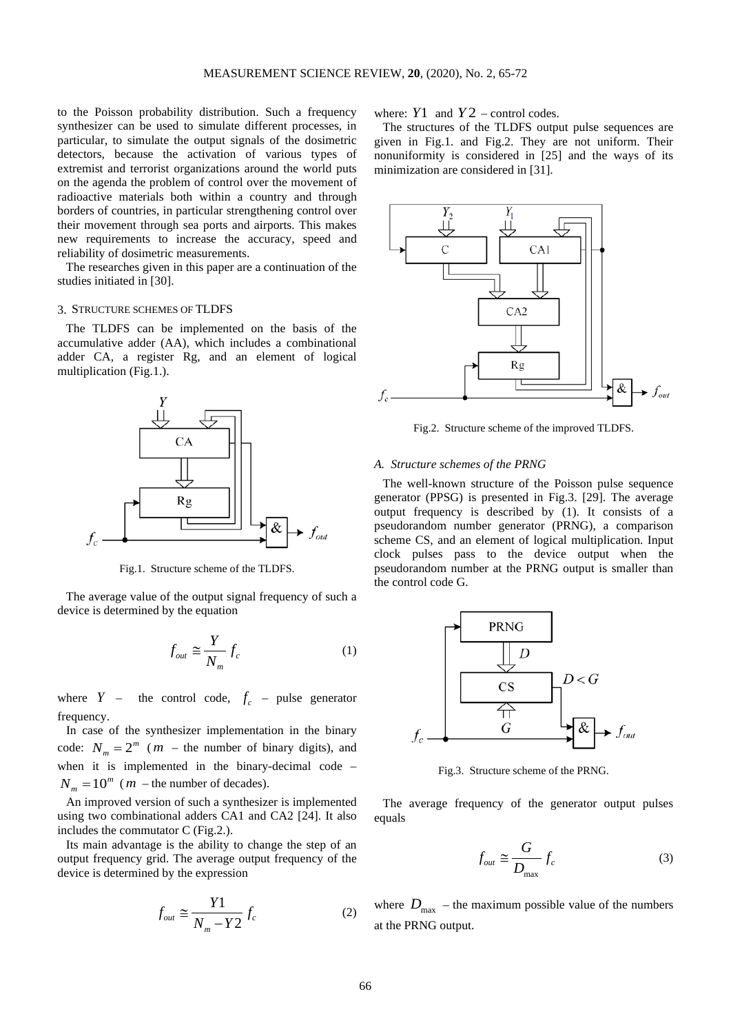to the Poisson probability distribution. Such a frequency synthesizer can be used to simulate different processes, in particular, to simulate the output signals of the dosimetric detectors, because the activation of various types of extremist and terrorist organizations around the world puts on the agenda the problem of control over the movement of radioactive materials both within a country and through borders of countries, in particular strengthening control over their movement through sea ports and airports. This makes new requirements to increase the accuracy, speed and reliability of dosimetric measurements.

The researches given in this paper are a continuation of the studies initiated in [30].

## 3. STRUCTURE SCHEMES OF TLDFS

The TLDFS can be implemented on the basis of the accumulative adder (AA), which includes a combinational adder CA, a register Rg, and an element of logical multiplication (Fig.1.).

Fig.1. Structure scheme of the TLDFS.

The average value of the output signal frequency of such a device is determined by the equation

$$f_{out} \cong \frac{Y}{N_m} f_c \tag{1}$$

where $Y$ – the control code, $f_c$ – pulse generator frequency.

In case of the synthesizer implementation in the binary code: $N_m = 2^m$ ($m$ – the number of binary digits), and when it is implemented in the binary-decimal code – $N_m = 10^m$ ($m$ – the number of decades).

An improved version of such a synthesizer is implemented using two combinational adders CA1 and CA2 [24]. It also includes the commutator C (Fig.2.).

Its main advantage is the ability to change the step of an output frequency grid. The average output frequency of the device is determined by the expression

$$f_{out} \cong \frac{Y1}{N_m - Y2} f_c \tag{2}$$

where: $Y1$ and $Y2$ – control codes.

The structures of the TLDFS output pulse sequences are given in Fig.1. and Fig.2. They are not uniform. Their nonuniformity is considered in [25] and the ways of its minimization are considered in [31].

Fig.2. Structure scheme of the improved TLDFS.

### A. Structure schemes of the PRNG

The well-known structure of the Poisson pulse sequence generator (PPSG) is presented in Fig.3. [29]. The average output frequency is described by (1). It consists of a pseudorandom number generator (PRNG), a comparison scheme CS, and an element of logical multiplication. Input clock pulses pass to the device output when the pseudorandom number at the PRNG output is smaller than the control code G.

Fig.3. Structure scheme of the PRNG.

The average frequency of the generator output pulses equals

$$f_{out} \cong \frac{G}{D_{\max}} f_c \tag{3}$$

where $D_{\max}$ – the maximum possible value of the numbers at the PRNG output.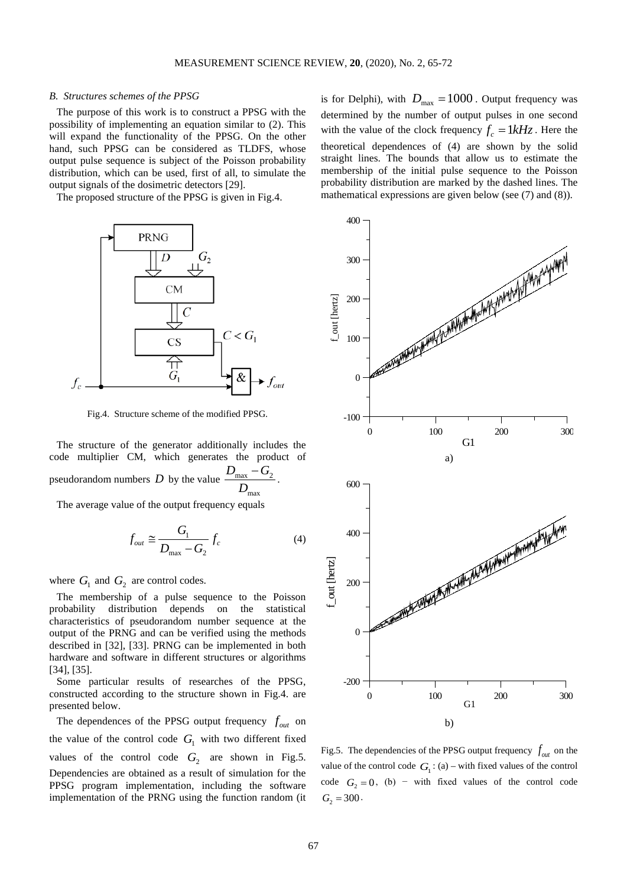### B. Structures schemes of the PPSG

The purpose of this work is to construct a PPSG with the possibility of implementing an equation similar to (2). This will expand the functionality of the PPSG. On the other hand, such PPSG can be considered as TLDFS, whose output pulse sequence is subject of the Poisson probability distribution, which can be used, first of all, to simulate the output signals of the dosimetric detectors [29].

The proposed structure of the PPSG is given in Fig.4.

Fig.4. Structure scheme of the modified PPSG.

The structure of the generator additionally includes the code multiplier CM, which generates the product of pseudorandom numbers $D$ by the value $\frac{D_{max} - G_2}{D_{max}}$.

The average value of the output frequency equals

$$f_{out} \cong \frac{G_1}{D_{max} - G_2} f_c \tag{4}$$

where $G_1$ and $G_2$ are control codes.

The membership of a pulse sequence to the Poisson probability distribution depends on the statistical characteristics of pseudorandom number sequence at the output of the PRNG and can be verified using the methods described in [32], [33]. PRNG can be implemented in both hardware and software in different structures or algorithms [34], [35].

Some particular results of researches of the PPSG, constructed according to the structure shown in Fig.4. are presented below.

The dependences of the PPSG output frequency $f_{out}$ on the value of the control code $G_1$ with two different fixed values of the control code $G_2$ are shown in Fig.5. Dependencies are obtained as a result of simulation for the PPSG program implementation, including the software implementation of the PRNG using the function random (it is for Delphi), with $D_{max} = 1000$. Output frequency was determined by the number of output pulses in one second with the value of the clock frequency $f_c = 1kHz$. Here the theoretical dependences of (4) are shown by the solid straight lines. The bounds that allow us to estimate the membership of the initial pulse sequence to the Poisson probability distribution are marked by the dashed lines. The mathematical expressions are given below (see (7) and (8)).

Fig.5. The dependencies of the PPSG output frequency $f_{out}$ on the value of the control code $G_1$: (a) – with fixed values of the control code $G_2 = 0$, (b) − with fixed values of the control code $G_2 = 300$.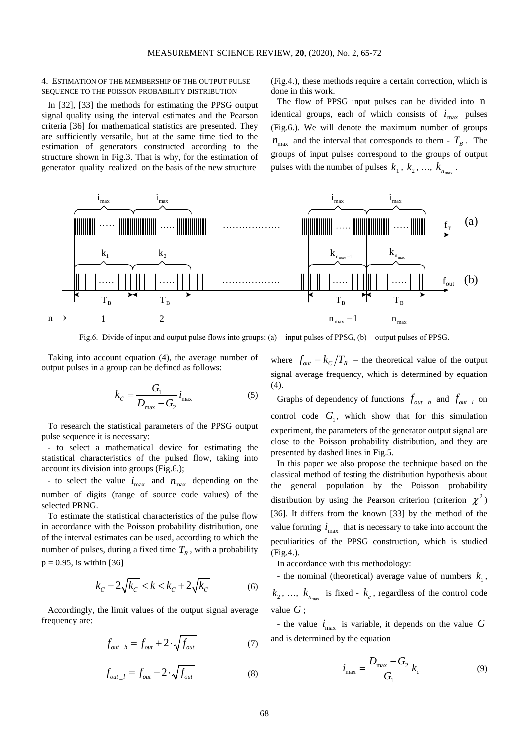## 4. Estimation of the membership of the output pulse sequence to the Poisson probability distribution

In [32], [33] the methods for estimating the PPSG output signal quality using the interval estimates and the Pearson criteria [36] for mathematical statistics are presented. They are sufficiently versatile, but at the same time tied to the estimation of generators constructed according to the structure shown in Fig.3. That is why, for the estimation of generator quality realized on the basis of the new structure (Fig.4.), these methods require a certain correction, which is done in this work.

The flow of PPSG input pulses can be divided into $n$ identical groups, each of which consists of $i_{\max}$ pulses (Fig.6.). We will denote the maximum number of groups $n_{\max}$ and the interval that corresponds to them - $T_B$. The groups of input pulses correspond to the groups of output pulses with the number of pulses $k_1$, $k_2$, …, $k_{n_{\max}}$.

Fig.6. Divide of input and output pulse flows into groups: (a) − input pulses of PPSG, (b) − output pulses of PPSG.

Taking into account equation (4), the average number of output pulses in a group can be defined as follows:

$$k_C = \frac{G_1}{D_{\max} - G_2} i_{\max} \tag{5}$$

To research the statistical parameters of the PPSG output pulse sequence it is necessary:

- to select a mathematical device for estimating the statistical characteristics of the pulsed flow, taking into account its division into groups (Fig.6.);
- to select the value $i_{\max}$ and $n_{\max}$ depending on the number of digits (range of source code values) of the selected PRNG.

To estimate the statistical characteristics of the pulse flow in accordance with the Poisson probability distribution, one of the interval estimates can be used, according to which the number of pulses, during a fixed time $T_B$, with a probability $p = 0.95$, is within [36]

$$k_C - 2\sqrt{k_C} < k < k_C + 2\sqrt{k_C} \tag{6}$$

Accordingly, the limit values of the output signal average frequency are:

$$f_{out\_h} = f_{out} + 2 \cdot \sqrt{f_{out}} \tag{7}$$

$$f_{out\_l} = f_{out} - 2 \cdot \sqrt{f_{out}} \tag{8}$$

where $f_{out} = k_C / T_B$ – the theoretical value of the output signal average frequency, which is determined by equation (4).

Graphs of dependency of functions $f_{out\_h}$ and $f_{out\_l}$ on control code $G_1$, which show that for this simulation experiment, the parameters of the generator output signal are close to the Poisson probability distribution, and they are presented by dashed lines in Fig.5.

In this paper we also propose the technique based on the classical method of testing the distribution hypothesis about the general population by the Poisson probability distribution by using the Pearson criterion (criterion $\chi^2$) [36]. It differs from the known [33] by the method of the value forming $i_{\max}$ that is necessary to take into account the peculiarities of the PPSG construction, which is studied (Fig.4.).

In accordance with this methodology:

- the nominal (theoretical) average value of numbers $k_1$, $k_2$, …, $k_{n_{\max}}$ is fixed - $k_c$, regardless of the control code value $G$;
- the value $i_{\max}$ is variable, it depends on the value $G$ and is determined by the equation

$$i_{\max} = \frac{D_{\max} - G_2}{G_1} k_c \tag{9}$$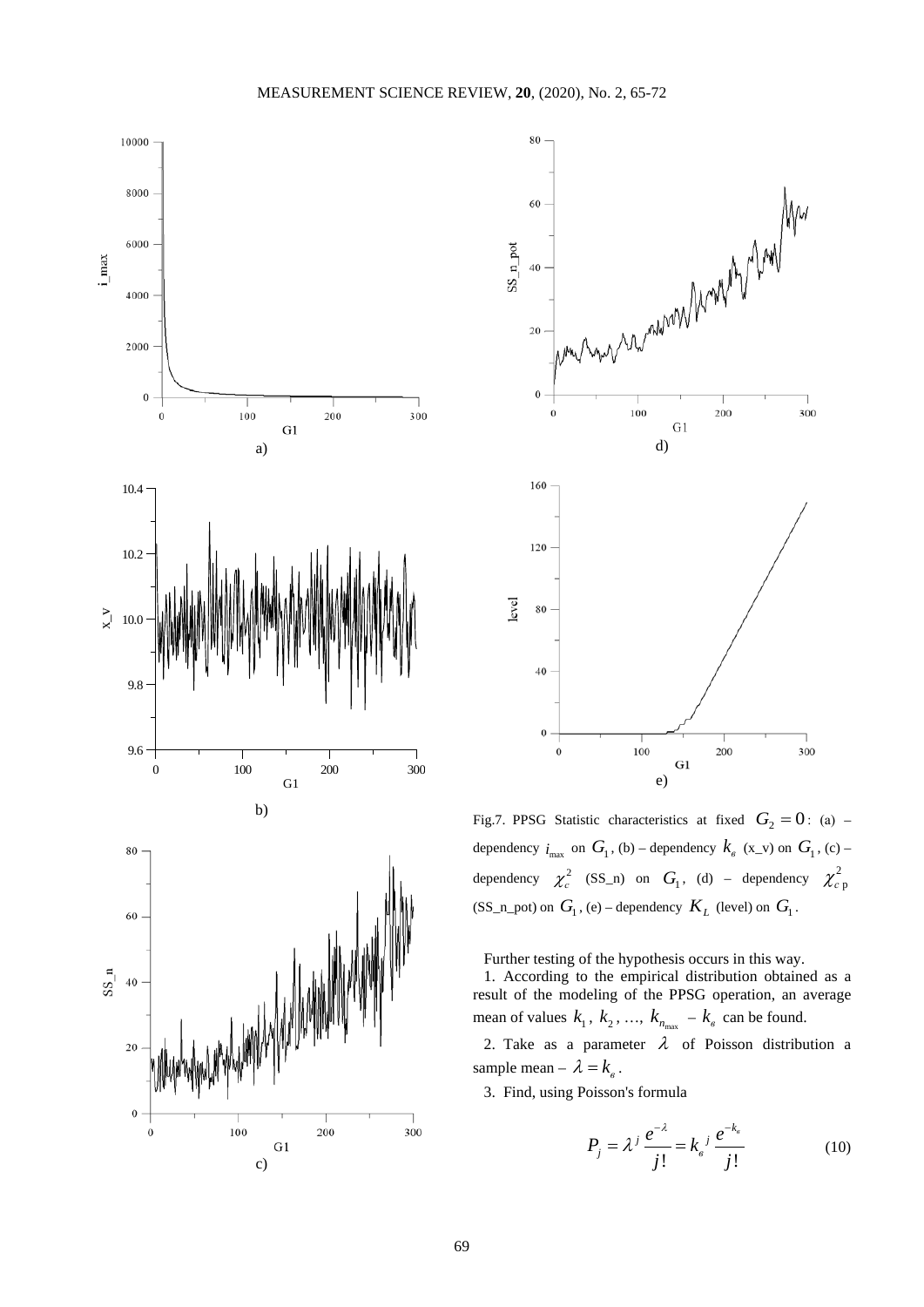Fig.7. PPSG Statistic characteristics at fixed $G_2 = 0$: (a) – dependency $i_{\max}$ on $G_1$, (b) – dependency $k_в$ (x_v) on $G_1$, (c) – dependency $\chi_c^2$ (SS_n) on $G_1$, (d) – dependency $\chi_{c\,p}^2$ (SS_n_pot) on $G_1$, (e) – dependency $K_L$ (level) on $G_1$.

Further testing of the hypothesis occurs in this way.

1. According to the empirical distribution obtained as a result of the modeling of the PPSG operation, an average mean of values $k_1$, $k_2$, ..., $k_{n_{\max}}$ – $k_в$ can be found.

2. Take as a parameter $\lambda$ of Poisson distribution a sample mean – $\lambda = k_в$.

3. Find, using Poisson's formula

$$P_j = \lambda^j \frac{e^{-\lambda}}{j!} = k_в{}^j \frac{e^{-k_в}}{j!} \tag{10}$$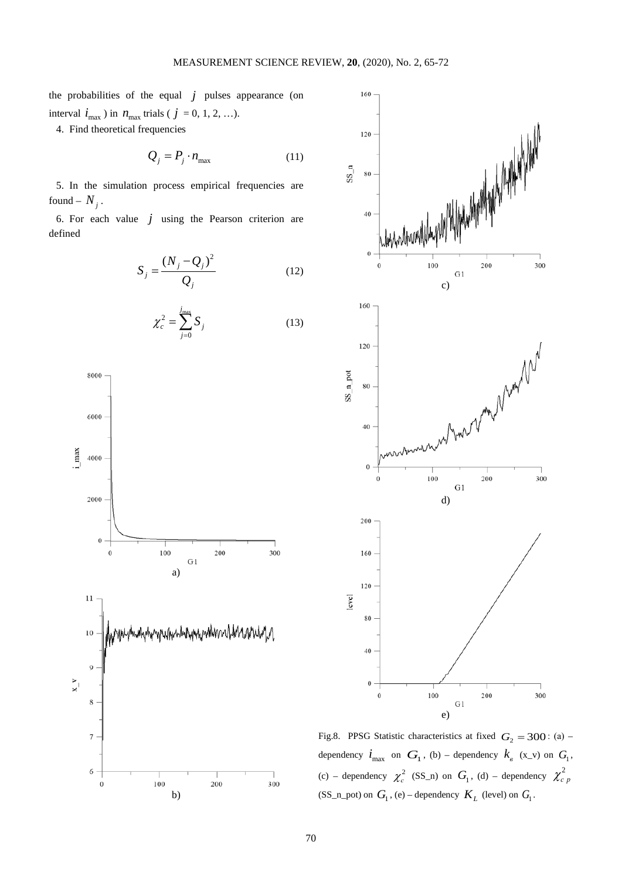the probabilities of the equal $j$ pulses appearance (on interval $i_{\max}$ ) in $n_{\max}$ trials ( $j$ = 0, 1, 2, …).

4. Find theoretical frequencies

$$Q_j = P_j \cdot n_{\max} \tag{11}$$

5. In the simulation process empirical frequencies are found – $N_j$ .

6. For each value $j$ using the Pearson criterion are defined

$$S_j = \frac{(N_j - Q_j)^2}{Q_j} \tag{12}$$

$$\chi_c^2 = \sum_{j=0}^{j_{\max}} S_j \tag{13}$$

Fig.8. PPSG Statistic characteristics at fixed $G_2 = 300$ : (a) – dependency $i_{\max}$ on $G_1$ , (b) – dependency $k_в$ (x_v) on $G_1$, (c) – dependency $\chi_c^2$ (SS_n) on $G_1$ , (d) – dependency $\chi_{c\,p}^2$ (SS_n_pot) on $G_1$ , (e) – dependency $K_L$ (level) on $G_1$ .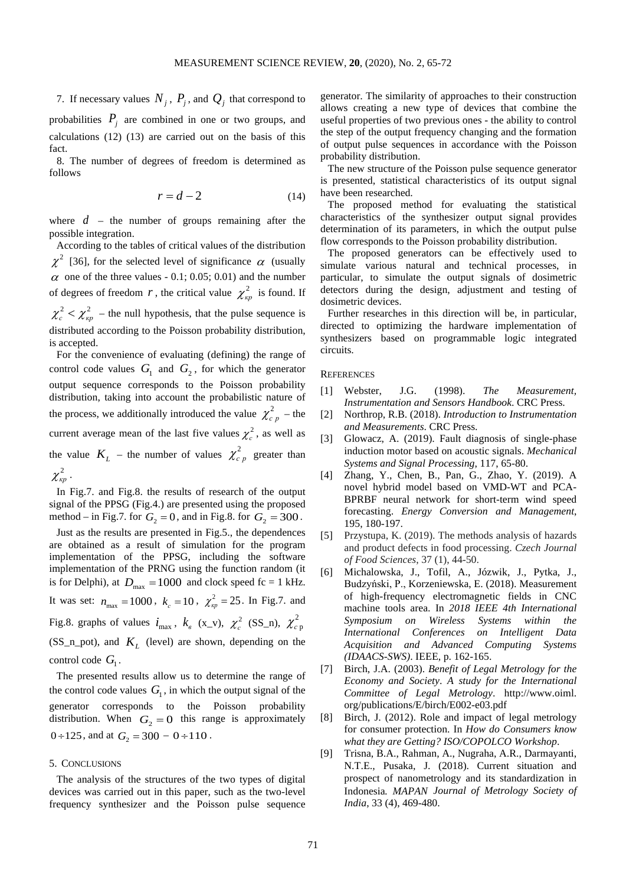7. If necessary values $N_j$, $P_j$, and $Q_j$ that correspond to probabilities $P_j$ are combined in one or two groups, and calculations (12) (13) are carried out on the basis of this fact.

8. The number of degrees of freedom is determined as follows

$$r = d - 2 \tag{14}$$

where $d$ – the number of groups remaining after the possible integration.

According to the tables of critical values of the distribution $\chi^2$ [36], for the selected level of significance $\alpha$ (usually $\alpha$ one of the three values - 0.1; 0.05; 0.01) and the number of degrees of freedom $r$, the critical value $\chi^2_{кр}$ is found. If $\chi^2_c < \chi^2_{кр}$ – the null hypothesis, that the pulse sequence is distributed according to the Poisson probability distribution, is accepted.

For the convenience of evaluating (defining) the range of control code values $G_1$ and $G_2$, for which the generator output sequence corresponds to the Poisson probability distribution, taking into account the probabilistic nature of the process, we additionally introduced the value $\chi^2_{c\,p}$ – the current average mean of the last five values $\chi^2_c$, as well as the value $K_L$ – the number of values $\chi^2_{c\,p}$ greater than $\chi^2_{кр}$.

In Fig.7. and Fig.8. the results of research of the output signal of the PPSG (Fig.4.) are presented using the proposed method – in Fig.7. for $G_2 = 0$, and in Fig.8. for $G_2 = 300$.

Just as the results are presented in Fig.5., the dependences are obtained as a result of simulation for the program implementation of the PPSG, including the software implementation of the PRNG using the function random (it is for Delphi), at $D_{\max} = 1000$ and clock speed fc = 1 kHz. It was set: $n_{\max} = 1000$, $k_c = 10$, $\chi^2_{кр} = 25$. In Fig.7. and Fig.8. graphs of values $i_{\max}$, $k_в$ (x_v), $\chi^2_c$ (SS_n), $\chi^2_{c\,p}$ (SS_n_pot), and $K_L$ (level) are shown, depending on the control code $G_1$.

The presented results allow us to determine the range of the control code values $G_1$, in which the output signal of the generator corresponds to the Poisson probability distribution. When $G_2 = 0$ this range is approximately $0 \div 125$, and at $G_2 = 300 - 0 \div 110$.

## 5. Conclusions

The analysis of the structures of the two types of digital devices was carried out in this paper, such as the two-level frequency synthesizer and the Poisson pulse sequence generator. The similarity of approaches to their construction allows creating a new type of devices that combine the useful properties of two previous ones - the ability to control the step of the output frequency changing and the formation of output pulse sequences in accordance with the Poisson probability distribution.

The new structure of the Poisson pulse sequence generator is presented, statistical characteristics of its output signal have been researched.

The proposed method for evaluating the statistical characteristics of the synthesizer output signal provides determination of its parameters, in which the output pulse flow corresponds to the Poisson probability distribution.

The proposed generators can be effectively used to simulate various natural and technical processes, in particular, to simulate the output signals of dosimetric detectors during the design, adjustment and testing of dosimetric devices.

Further researches in this direction will be, in particular, directed to optimizing the hardware implementation of synthesizers based on programmable logic integrated circuits.

## References

[1] Webster, J.G. (1998). *The Measurement, Instrumentation and Sensors Handbook*. CRC Press.

[2] Northrop, R.B. (2018). *Introduction to Instrumentation and Measurements*. CRC Press.

[3] Glowacz, A. (2019). Fault diagnosis of single-phase induction motor based on acoustic signals. *Mechanical Systems and Signal Processing*, 117, 65-80.

[4] Zhang, Y., Chen, B., Pan, G., Zhao, Y. (2019). A novel hybrid model based on VMD-WT and PCA-BPRBF neural network for short-term wind speed forecasting. *Energy Conversion and Management*, 195, 180-197.

[5] Przystupa, K. (2019). The methods analysis of hazards and product defects in food processing. *Czech Journal of Food Sciences*, 37 (1), 44-50.

[6] Michalowska, J., Tofil, A., Józwik, J., Pytka, J., Budzyński, P., Korzeniewska, E. (2018). Measurement of high-frequency electromagnetic fields in CNC machine tools area. In *2018 IEEE 4th International Symposium on Wireless Systems within the International Conferences on Intelligent Data Acquisition and Advanced Computing Systems (IDAACS-SWS)*. IEEE, p. 162-165.

[7] Birch, J.A. (2003). *Benefit of Legal Metrology for the Economy and Society*. *A study for the International Committee of Legal Metrology*. http://www.oiml.org/publications/E/birch/E002-e03.pdf

[8] Birch, J. (2012). Role and impact of legal metrology for consumer protection. In *How do Consumers know what they are Getting? ISO/COPOLCO Workshop*.

[9] Trisna, B.A., Rahman, A., Nugraha, A.R., Darmayanti, N.T.E., Pusaka, J. (2018). Current situation and prospect of nanometrology and its standardization in Indonesia. *MAPAN Journal of Metrology Society of India*, 33 (4), 469-480.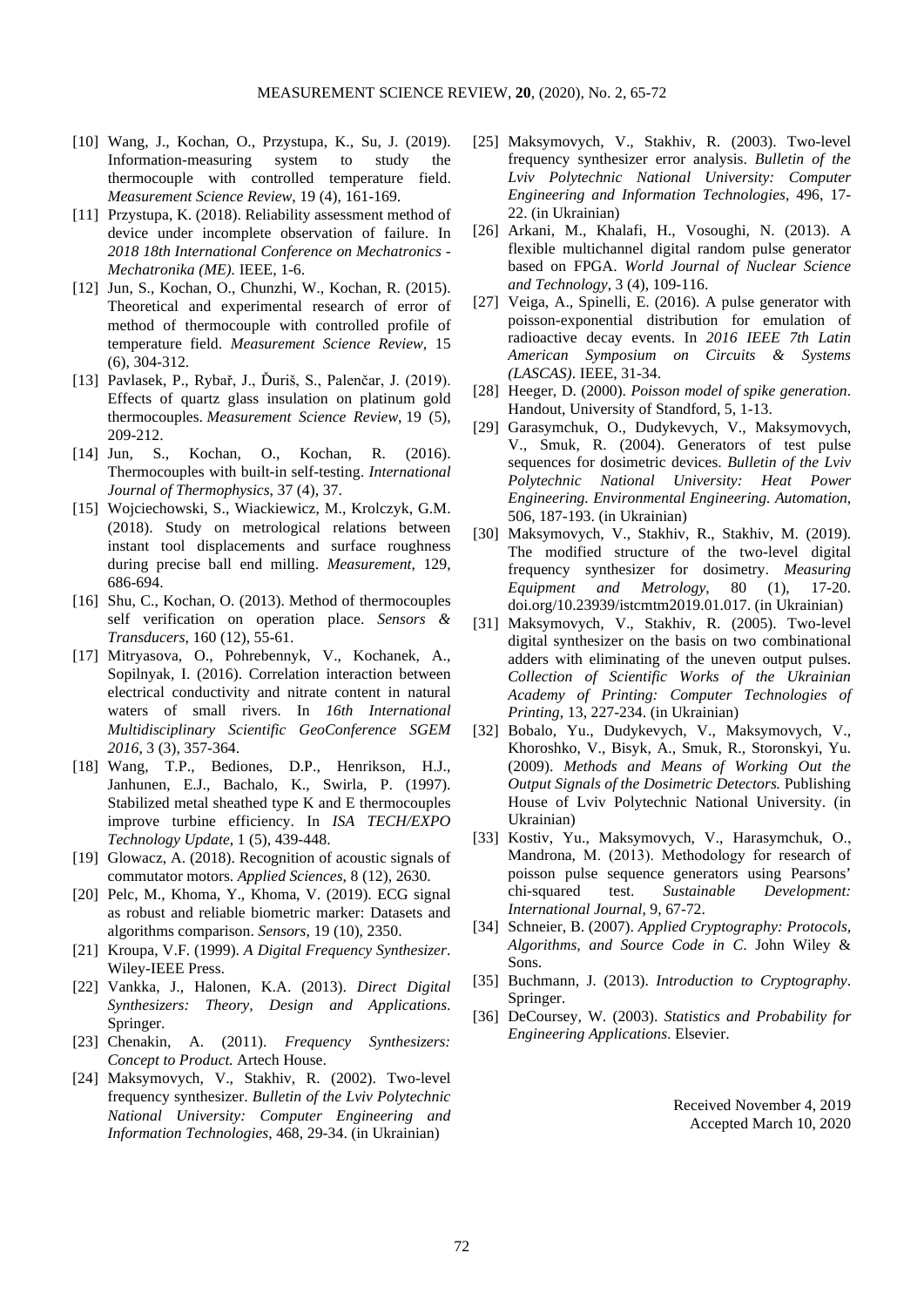[10] Wang, J., Kochan, O., Przystupa, K., Su, J. (2019). Information-measuring system to study the thermocouple with controlled temperature field. *Measurement Science Review*, 19 (4), 161-169.

[11] Przystupa, K. (2018). Reliability assessment method of device under incomplete observation of failure. In *2018 18th International Conference on Mechatronics - Mechatronika (ME)*. IEEE, 1-6.

[12] Jun, S., Kochan, O., Chunzhi, W., Kochan, R. (2015). Theoretical and experimental research of error of method of thermocouple with controlled profile of temperature field. *Measurement Science Review*, 15 (6), 304-312.

[13] Pavlasek, P., Rybař, J., Ďuriš, S., Palenčar, J. (2019). Effects of quartz glass insulation on platinum gold thermocouples. *Measurement Science Review*, 19 (5), 209-212.

[14] Jun, S., Kochan, O., Kochan, R. (2016). Thermocouples with built-in self-testing. *International Journal of Thermophysics*, 37 (4), 37.

[15] Wojciechowski, S., Wiackiewicz, M., Krolczyk, G.M. (2018). Study on metrological relations between instant tool displacements and surface roughness during precise ball end milling. *Measurement*, 129, 686-694.

[16] Shu, C., Kochan, O. (2013). Method of thermocouples self verification on operation place. *Sensors & Transducers*, 160 (12), 55-61.

[17] Mitryasova, O., Pohrebennyk, V., Kochanek, A., Sopilnyak, I. (2016). Correlation interaction between electrical conductivity and nitrate content in natural waters of small rivers. In *16th International Multidisciplinary Scientific GeoConference SGEM 2016*, 3 (3), 357-364.

[18] Wang, T.P., Bediones, D.P., Henrikson, H.J., Janhunen, E.J., Bachalo, K., Swirla, P. (1997). Stabilized metal sheathed type K and E thermocouples improve turbine efficiency. In *ISA TECH/EXPO Technology Update*, 1 (5), 439-448.

[19] Glowacz, A. (2018). Recognition of acoustic signals of commutator motors. *Applied Sciences*, 8 (12), 2630.

[20] Pelc, M., Khoma, Y., Khoma, V. (2019). ECG signal as robust and reliable biometric marker: Datasets and algorithms comparison. *Sensors*, 19 (10), 2350.

[21] Kroupa, V.F. (1999). *A Digital Frequency Synthesizer*. Wiley-IEEE Press.

[22] Vankka, J., Halonen, K.A. (2013). *Direct Digital Synthesizers: Theory, Design and Applications*. Springer.

[23] Chenakin, A. (2011). *Frequency Synthesizers: Concept to Product.* Artech House.

[24] Maksymovych, V., Stakhiv, R. (2002). Two-level frequency synthesizer. *Bulletin of the Lviv Polytechnic National University: Computer Engineering and Information Technologies*, 468, 29-34. (in Ukrainian)

[25] Maksymovych, V., Stakhiv, R. (2003). Two-level frequency synthesizer error analysis. *Bulletin of the Lviv Polytechnic National University: Computer Engineering and Information Technologies*, 496, 17-22. (in Ukrainian)

[26] Arkani, M., Khalafi, H., Vosoughi, N. (2013). A flexible multichannel digital random pulse generator based on FPGA. *World Journal of Nuclear Science and Technology*, 3 (4), 109-116.

[27] Veiga, A., Spinelli, E. (2016). A pulse generator with poisson-exponential distribution for emulation of radioactive decay events. In *2016 IEEE 7th Latin American Symposium on Circuits & Systems (LASCAS)*. IEEE, 31-34.

[28] Heeger, D. (2000). *Poisson model of spike generation*. Handout, University of Standford, 5, 1-13.

[29] Garasymchuk, O., Dudykevych, V., Maksymovych, V., Smuk, R. (2004). Generators of test pulse sequences for dosimetric devices. *Bulletin of the Lviv Polytechnic National University: Heat Power Engineering. Environmental Engineering. Automation,* 506, 187-193. (in Ukrainian)

[30] Maksymovych, V., Stakhiv, R., Stakhiv, M. (2019). The modified structure of the two-level digital frequency synthesizer for dosimetry. *Measuring Equipment and Metrology*, 80 (1), 17-20. doi.org/10.23939/istcmtm2019.01.017. (in Ukrainian)

[31] Maksymovych, V., Stakhiv, R. (2005). Two-level digital synthesizer on the basis on two combinational adders with eliminating of the uneven output pulses. *Collection of Scientific Works of the Ukrainian Academy of Printing: Computer Technologies of Printing*, 13, 227-234. (in Ukrainian)

[32] Bobalo, Yu., Dudykevych, V., Maksymovych, V., Khoroshko, V., Bisyk, A., Smuk, R., Storonskyi, Yu. (2009). *Methods and Means of Working Out the Output Signals of the Dosimetric Detectors.* Publishing House of Lviv Polytechnic National University. (in Ukrainian)

[33] Kostiv, Yu., Maksymovych, V., Harasymchuk, O., Mandrona, M. (2013). Methodology for research of poisson pulse sequence generators using Pearsons' chi-squared test. *Sustainable Development: International Journal*, 9, 67-72.

[34] Schneier, B. (2007). *Applied Cryptography: Protocols, Algorithms, and Source Code in C.* John Wiley & Sons.

[35] Buchmann, J. (2013). *Introduction to Cryptography*. Springer.

[36] DeCoursey, W. (2003). *Statistics and Probability for Engineering Applications*. Elsevier.

Received November 4, 2019
Accepted March 10, 2020